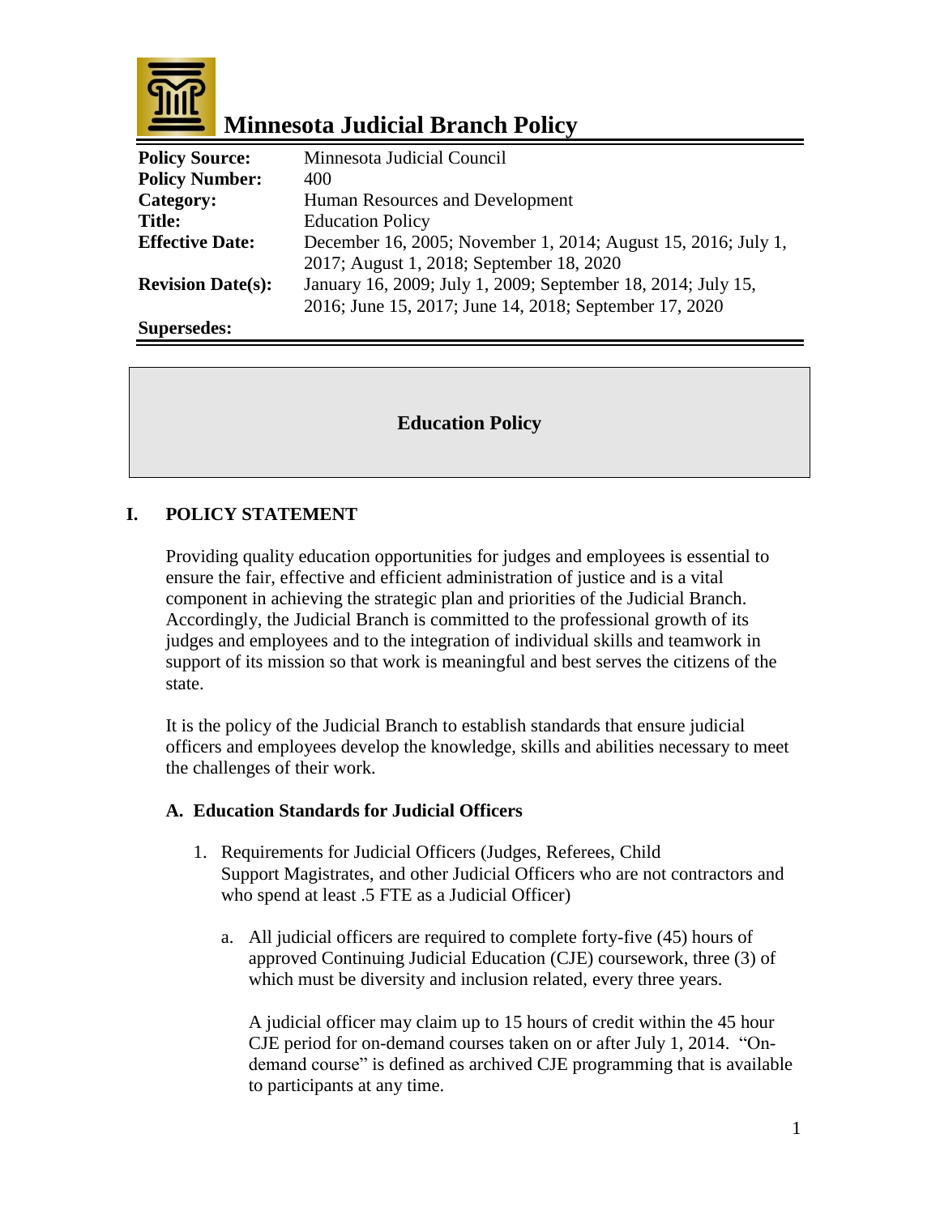# Minnesota Judicial Branch Policy

| | |
|---|---|
| **Policy Source:** | Minnesota Judicial Council |
| **Policy Number:** | 400 |
| **Category:** | Human Resources and Development |
| **Title:** | Education Policy |
| **Effective Date:** | December 16, 2005; November 1, 2014; August 15, 2016; July 1, 2017; August 1, 2018; September 18, 2020 |
| **Revision Date(s):** | January 16, 2009; July 1, 2009; September 18, 2014; July 15, 2016; June 15, 2017; June 14, 2018; September 17, 2020 |
| **Supersedes:** | |

## Education Policy

## I. POLICY STATEMENT

Providing quality education opportunities for judges and employees is essential to ensure the fair, effective and efficient administration of justice and is a vital component in achieving the strategic plan and priorities of the Judicial Branch. Accordingly, the Judicial Branch is committed to the professional growth of its judges and employees and to the integration of individual skills and teamwork in support of its mission so that work is meaningful and best serves the citizens of the state.

It is the policy of the Judicial Branch to establish standards that ensure judicial officers and employees develop the knowledge, skills and abilities necessary to meet the challenges of their work.

### A. Education Standards for Judicial Officers

1. Requirements for Judicial Officers (Judges, Referees, Child Support Magistrates, and other Judicial Officers who are not contractors and who spend at least .5 FTE as a Judicial Officer)

   a. All judicial officers are required to complete forty-five (45) hours of approved Continuing Judicial Education (CJE) coursework, three (3) of which must be diversity and inclusion related, every three years.

      A judicial officer may claim up to 15 hours of credit within the 45 hour CJE period for on-demand courses taken on or after July 1, 2014. "On-demand course" is defined as archived CJE programming that is available to participants at any time.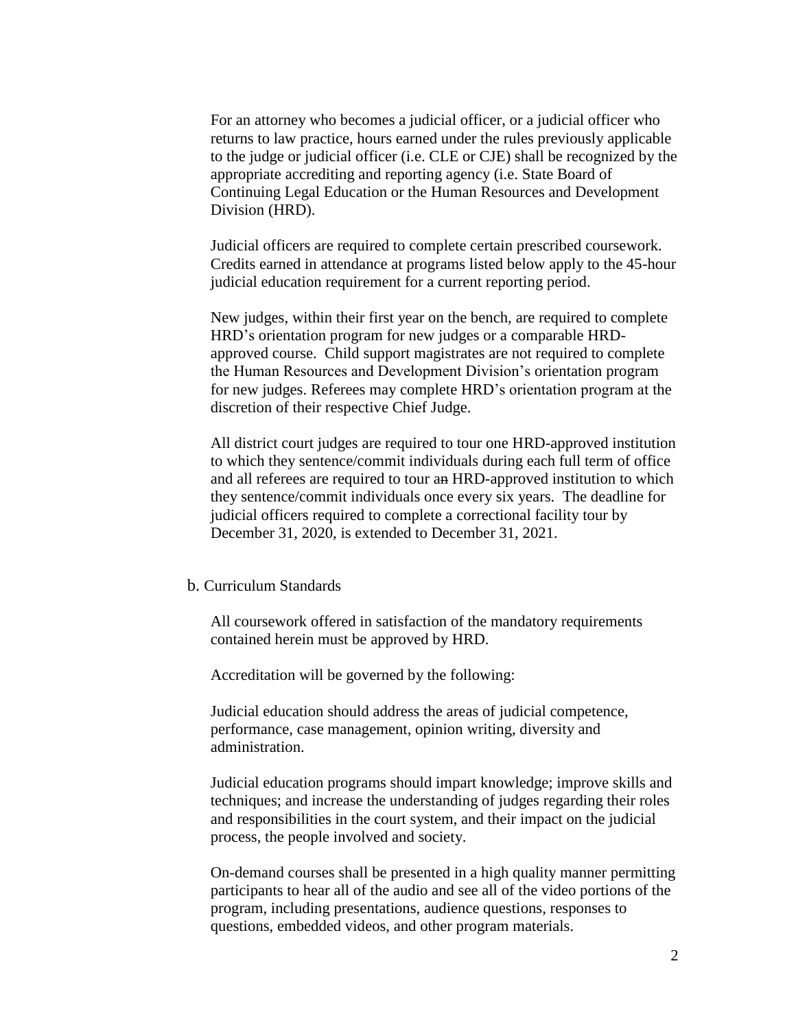For an attorney who becomes a judicial officer, or a judicial officer who returns to law practice, hours earned under the rules previously applicable to the judge or judicial officer (i.e. CLE or CJE) shall be recognized by the appropriate accrediting and reporting agency (i.e. State Board of Continuing Legal Education or the Human Resources and Development Division (HRD).

Judicial officers are required to complete certain prescribed coursework. Credits earned in attendance at programs listed below apply to the 45-hour judicial education requirement for a current reporting period.

New judges, within their first year on the bench, are required to complete HRD's orientation program for new judges or a comparable HRD-approved course. Child support magistrates are not required to complete the Human Resources and Development Division's orientation program for new judges. Referees may complete HRD's orientation program at the discretion of their respective Chief Judge.

All district court judges are required to tour one HRD-approved institution to which they sentence/commit individuals during each full term of office and all referees are required to tour ~~an~~ HRD-approved institution to which they sentence/commit individuals once every six years. The deadline for judicial officers required to complete a correctional facility tour by December 31, 2020, is extended to December 31, 2021.

b. Curriculum Standards

All coursework offered in satisfaction of the mandatory requirements contained herein must be approved by HRD.

Accreditation will be governed by the following:

Judicial education should address the areas of judicial competence, performance, case management, opinion writing, diversity and administration.

Judicial education programs should impart knowledge; improve skills and techniques; and increase the understanding of judges regarding their roles and responsibilities in the court system, and their impact on the judicial process, the people involved and society.

On-demand courses shall be presented in a high quality manner permitting participants to hear all of the audio and see all of the video portions of the program, including presentations, audience questions, responses to questions, embedded videos, and other program materials.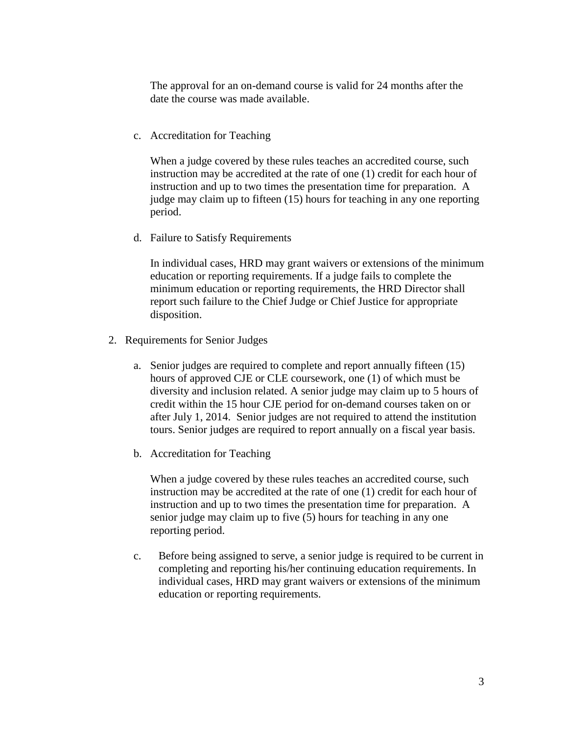The approval for an on-demand course is valid for 24 months after the date the course was made available.

c. Accreditation for Teaching

   When a judge covered by these rules teaches an accredited course, such instruction may be accredited at the rate of one (1) credit for each hour of instruction and up to two times the presentation time for preparation. A judge may claim up to fifteen (15) hours for teaching in any one reporting period.

d. Failure to Satisfy Requirements

   In individual cases, HRD may grant waivers or extensions of the minimum education or reporting requirements. If a judge fails to complete the minimum education or reporting requirements, the HRD Director shall report such failure to the Chief Judge or Chief Justice for appropriate disposition.

2. Requirements for Senior Judges

   a. Senior judges are required to complete and report annually fifteen (15) hours of approved CJE or CLE coursework, one (1) of which must be diversity and inclusion related. A senior judge may claim up to 5 hours of credit within the 15 hour CJE period for on-demand courses taken on or after July 1, 2014. Senior judges are not required to attend the institution tours. Senior judges are required to report annually on a fiscal year basis.

   b. Accreditation for Teaching

      When a judge covered by these rules teaches an accredited course, such instruction may be accredited at the rate of one (1) credit for each hour of instruction and up to two times the presentation time for preparation. A senior judge may claim up to five (5) hours for teaching in any one reporting period.

   c. Before being assigned to serve, a senior judge is required to be current in completing and reporting his/her continuing education requirements. In individual cases, HRD may grant waivers or extensions of the minimum education or reporting requirements.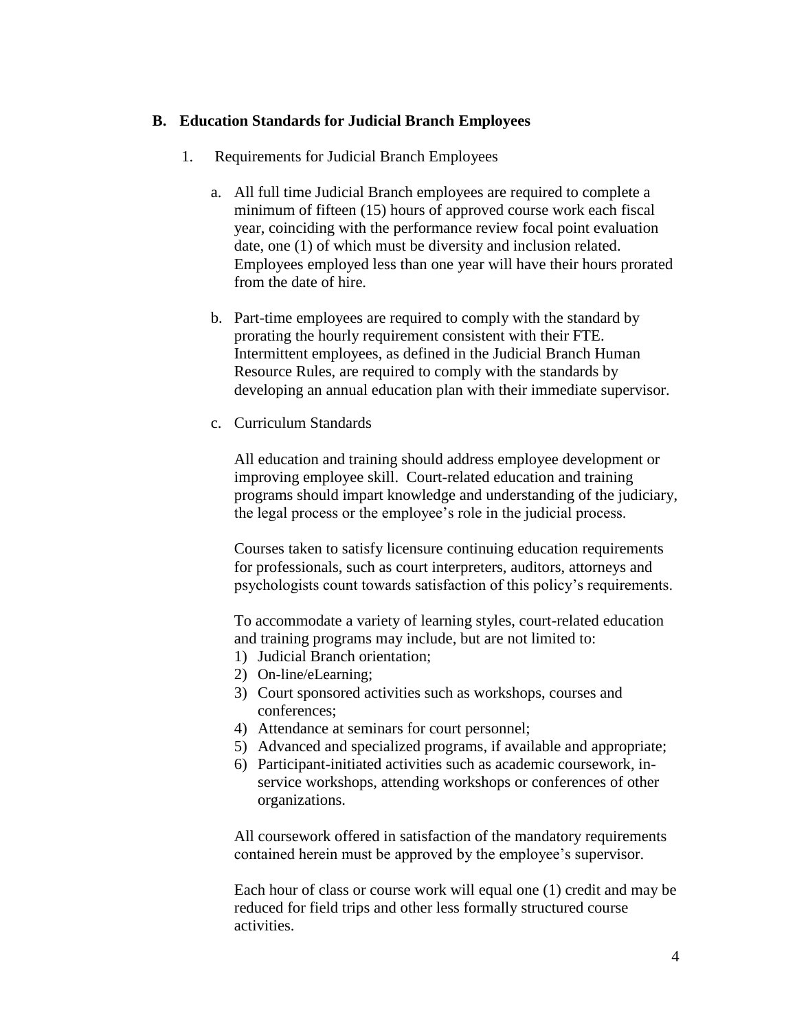## B. Education Standards for Judicial Branch Employees

1. Requirements for Judicial Branch Employees

   a. All full time Judicial Branch employees are required to complete a minimum of fifteen (15) hours of approved course work each fiscal year, coinciding with the performance review focal point evaluation date, one (1) of which must be diversity and inclusion related. Employees employed less than one year will have their hours prorated from the date of hire.

   b. Part-time employees are required to comply with the standard by prorating the hourly requirement consistent with their FTE. Intermittent employees, as defined in the Judicial Branch Human Resource Rules, are required to comply with the standards by developing an annual education plan with their immediate supervisor.

   c. Curriculum Standards

      All education and training should address employee development or improving employee skill. Court-related education and training programs should impart knowledge and understanding of the judiciary, the legal process or the employee's role in the judicial process.

      Courses taken to satisfy licensure continuing education requirements for professionals, such as court interpreters, auditors, attorneys and psychologists count towards satisfaction of this policy's requirements.

      To accommodate a variety of learning styles, court-related education and training programs may include, but are not limited to:

      1) Judicial Branch orientation;
      2) On-line/eLearning;
      3) Court sponsored activities such as workshops, courses and conferences;
      4) Attendance at seminars for court personnel;
      5) Advanced and specialized programs, if available and appropriate;
      6) Participant-initiated activities such as academic coursework, in-service workshops, attending workshops or conferences of other organizations.

      All coursework offered in satisfaction of the mandatory requirements contained herein must be approved by the employee's supervisor.

      Each hour of class or course work will equal one (1) credit and may be reduced for field trips and other less formally structured course activities.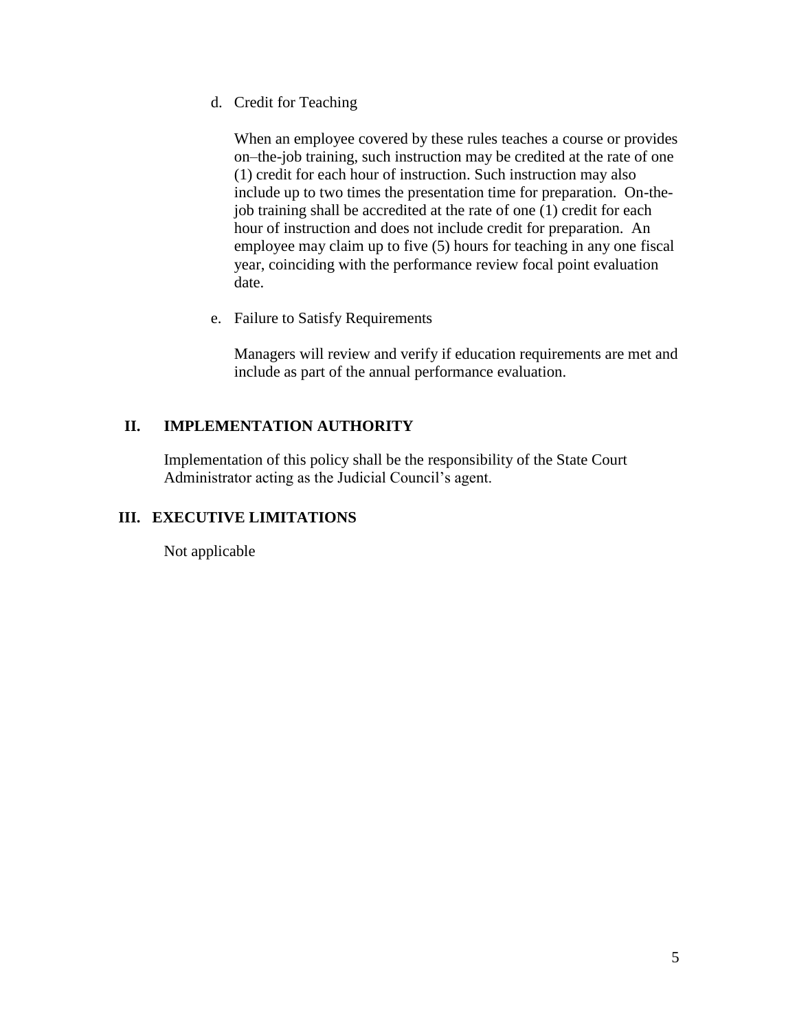d. Credit for Teaching

   When an employee covered by these rules teaches a course or provides on–the-job training, such instruction may be credited at the rate of one (1) credit for each hour of instruction. Such instruction may also include up to two times the presentation time for preparation. On-the-job training shall be accredited at the rate of one (1) credit for each hour of instruction and does not include credit for preparation. An employee may claim up to five (5) hours for teaching in any one fiscal year, coinciding with the performance review focal point evaluation date.

e. Failure to Satisfy Requirements

   Managers will review and verify if education requirements are met and include as part of the annual performance evaluation.

## II. IMPLEMENTATION AUTHORITY

Implementation of this policy shall be the responsibility of the State Court Administrator acting as the Judicial Council's agent.

## III. EXECUTIVE LIMITATIONS

Not applicable